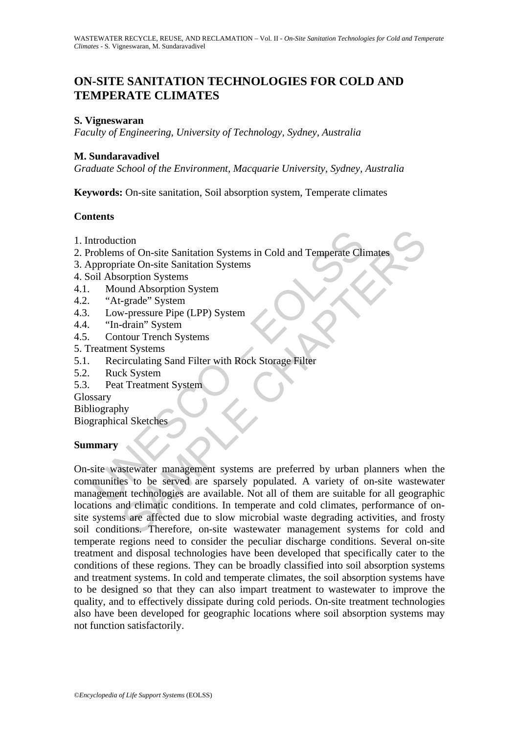# ON-SITE SANITATION TECHNOLOGIES FOR COLD AND TEMPERATE CLIMATES

**S. Vigneswaran**

*Faculty of Engineering, University of Technology, Sydney, Australia*

**M. Sundaravadivel**

*Graduate School of the Environment, Macquarie University, Sydney, Australia*

**Keywords:** On-site sanitation, Soil absorption system, Temperate climates

## Contents

1. Introduction
2. Problems of On-site Sanitation Systems in Cold and Temperate Climates
3. Appropriate On-site Sanitation Systems
4. Soil Absorption Systems
4.1. Mound Absorption System
4.2. "At-grade" System
4.3. Low-pressure Pipe (LPP) System
4.4. "In-drain" System
4.5. Contour Trench Systems
5. Treatment Systems
5.1. Recirculating Sand Filter with Rock Storage Filter
5.2. Ruck System
5.3. Peat Treatment System

Glossary

Bibliography

Biographical Sketches

## Summary

On-site wastewater management systems are preferred by urban planners when the communities to be served are sparsely populated. A variety of on-site wastewater management technologies are available. Not all of them are suitable for all geographic locations and climatic conditions. In temperate and cold climates, performance of on-site systems are affected due to slow microbial waste degrading activities, and frosty soil conditions. Therefore, on-site wastewater management systems for cold and temperate regions need to consider the peculiar discharge conditions. Several on-site treatment and disposal technologies have been developed that specifically cater to the conditions of these regions. They can be broadly classified into soil absorption systems and treatment systems. In cold and temperate climates, the soil absorption systems have to be designed so that they can also impart treatment to wastewater to improve the quality, and to effectively dissipate during cold periods. On-site treatment technologies also have been developed for geographic locations where soil absorption systems may not function satisfactorily.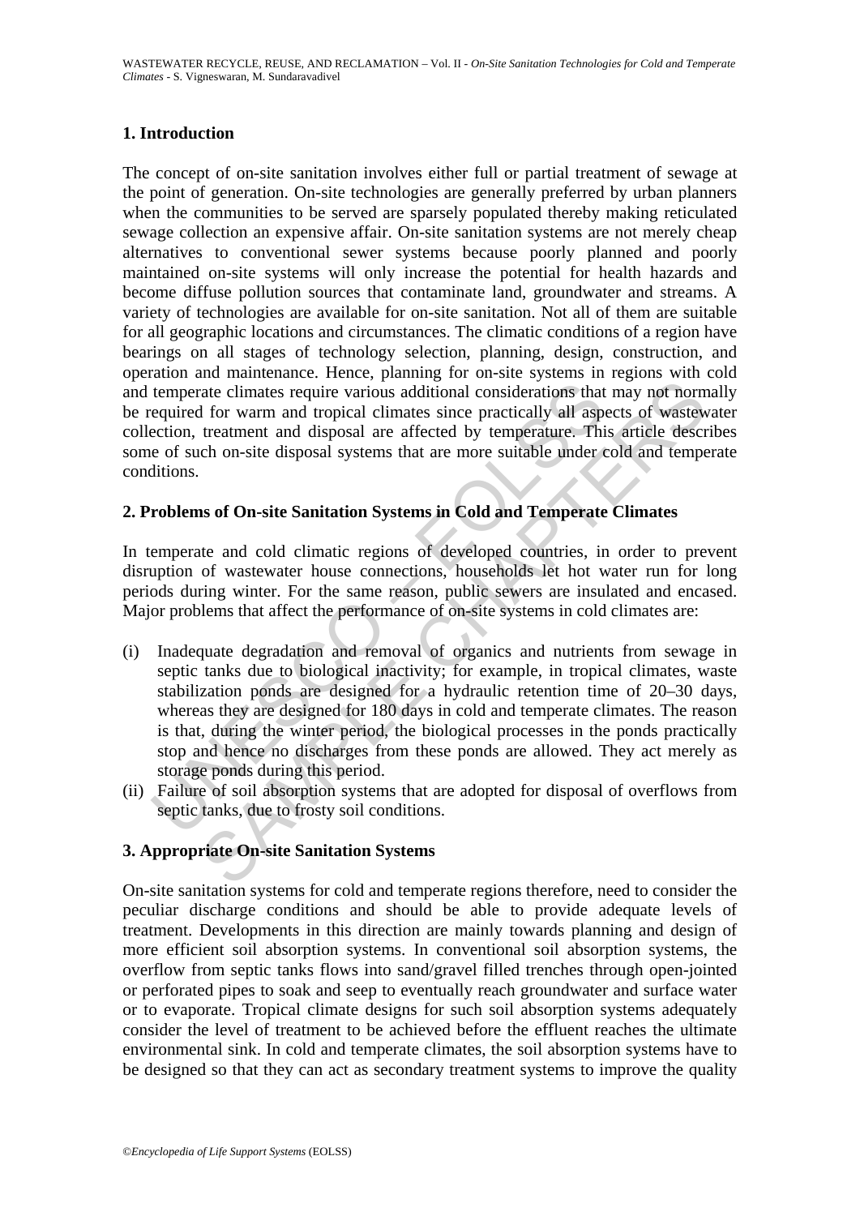## 1. Introduction

The concept of on-site sanitation involves either full or partial treatment of sewage at the point of generation. On-site technologies are generally preferred by urban planners when the communities to be served are sparsely populated thereby making reticulated sewage collection an expensive affair. On-site sanitation systems are not merely cheap alternatives to conventional sewer systems because poorly planned and poorly maintained on-site systems will only increase the potential for health hazards and become diffuse pollution sources that contaminate land, groundwater and streams. A variety of technologies are available for on-site sanitation. Not all of them are suitable for all geographic locations and circumstances. The climatic conditions of a region have bearings on all stages of technology selection, planning, design, construction, and operation and maintenance. Hence, planning for on-site systems in regions with cold and temperate climates require various additional considerations that may not normally be required for warm and tropical climates since practically all aspects of wastewater collection, treatment and disposal are affected by temperature. This article describes some of such on-site disposal systems that are more suitable under cold and temperate conditions.

## 2. Problems of On-site Sanitation Systems in Cold and Temperate Climates

In temperate and cold climatic regions of developed countries, in order to prevent disruption of wastewater house connections, households let hot water run for long periods during winter. For the same reason, public sewers are insulated and encased. Major problems that affect the performance of on-site systems in cold climates are:

(i) Inadequate degradation and removal of organics and nutrients from sewage in septic tanks due to biological inactivity; for example, in tropical climates, waste stabilization ponds are designed for a hydraulic retention time of 20–30 days, whereas they are designed for 180 days in cold and temperate climates. The reason is that, during the winter period, the biological processes in the ponds practically stop and hence no discharges from these ponds are allowed. They act merely as storage ponds during this period.

(ii) Failure of soil absorption systems that are adopted for disposal of overflows from septic tanks, due to frosty soil conditions.

## 3. Appropriate On-site Sanitation Systems

On-site sanitation systems for cold and temperate regions therefore, need to consider the peculiar discharge conditions and should be able to provide adequate levels of treatment. Developments in this direction are mainly towards planning and design of more efficient soil absorption systems. In conventional soil absorption systems, the overflow from septic tanks flows into sand/gravel filled trenches through open-jointed or perforated pipes to soak and seep to eventually reach groundwater and surface water or to evaporate. Tropical climate designs for such soil absorption systems adequately consider the level of treatment to be achieved before the effluent reaches the ultimate environmental sink. In cold and temperate climates, the soil absorption systems have to be designed so that they can act as secondary treatment systems to improve the quality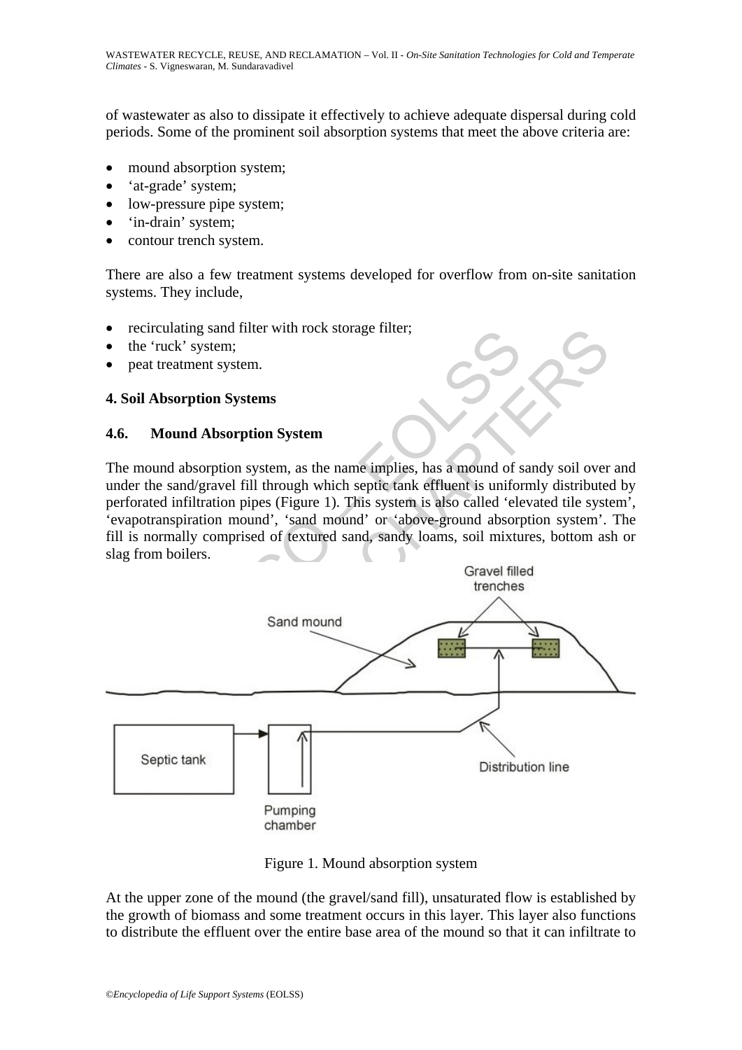of wastewater as also to dissipate it effectively to achieve adequate dispersal during cold periods. Some of the prominent soil absorption systems that meet the above criteria are:

- mound absorption system;
- 'at-grade' system;
- low-pressure pipe system;
- 'in-drain' system;
- contour trench system.

There are also a few treatment systems developed for overflow from on-site sanitation systems. They include,

- recirculating sand filter with rock storage filter;
- the 'ruck' system;
- peat treatment system.

## 4. Soil Absorption Systems

### 4.6. Mound Absorption System

The mound absorption system, as the name implies, has a mound of sandy soil over and under the sand/gravel fill through which septic tank effluent is uniformly distributed by perforated infiltration pipes (Figure 1). This system is also called 'elevated tile system', 'evapotranspiration mound', 'sand mound' or 'above-ground absorption system'. The fill is normally comprised of textured sand, sandy loams, soil mixtures, bottom ash or slag from boilers.

Figure 1. Mound absorption system

At the upper zone of the mound (the gravel/sand fill), unsaturated flow is established by the growth of biomass and some treatment occurs in this layer. This layer also functions to distribute the effluent over the entire base area of the mound so that it can infiltrate to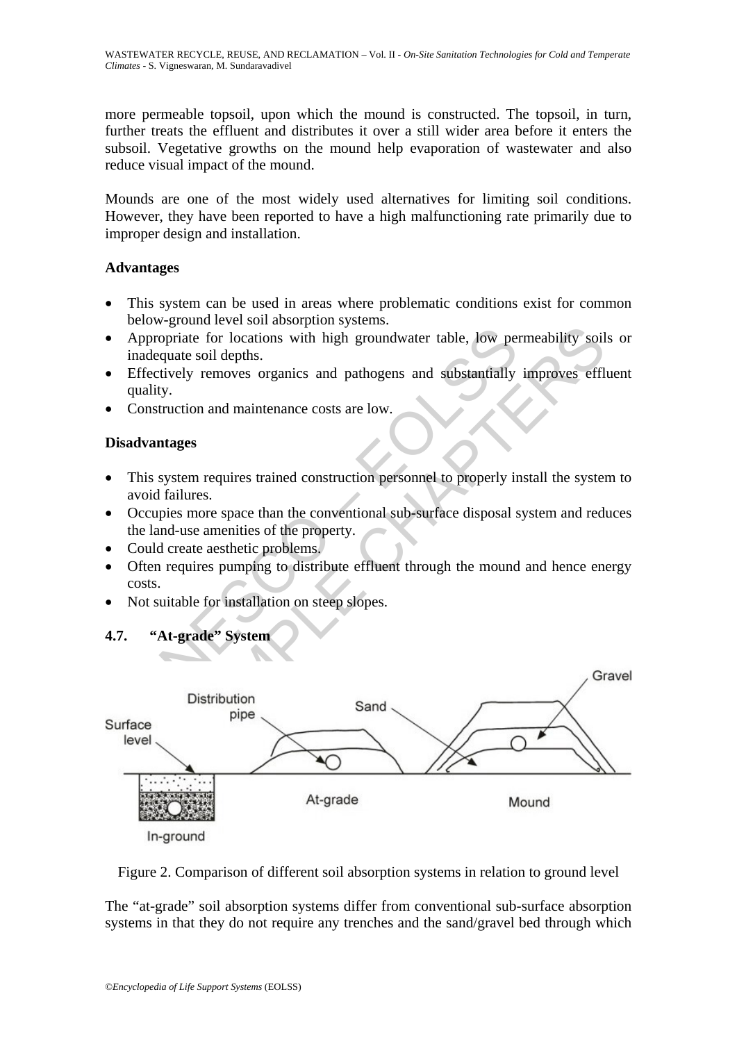more permeable topsoil, upon which the mound is constructed. The topsoil, in turn, further treats the effluent and distributes it over a still wider area before it enters the subsoil. Vegetative growths on the mound help evaporation of wastewater and also reduce visual impact of the mound.

Mounds are one of the most widely used alternatives for limiting soil conditions. However, they have been reported to have a high malfunctioning rate primarily due to improper design and installation.

**Advantages**

- This system can be used in areas where problematic conditions exist for common below-ground level soil absorption systems.
- Appropriate for locations with high groundwater table, low permeability soils or inadequate soil depths.
- Effectively removes organics and pathogens and substantially improves effluent quality.
- Construction and maintenance costs are low.

**Disadvantages**

- This system requires trained construction personnel to properly install the system to avoid failures.
- Occupies more space than the conventional sub-surface disposal system and reduces the land-use amenities of the property.
- Could create aesthetic problems.
- Often requires pumping to distribute effluent through the mound and hence energy costs.
- Not suitable for installation on steep slopes.

### 4.7. "At-grade" System

Figure 2. Comparison of different soil absorption systems in relation to ground level

The "at-grade" soil absorption systems differ from conventional sub-surface absorption systems in that they do not require any trenches and the sand/gravel bed through which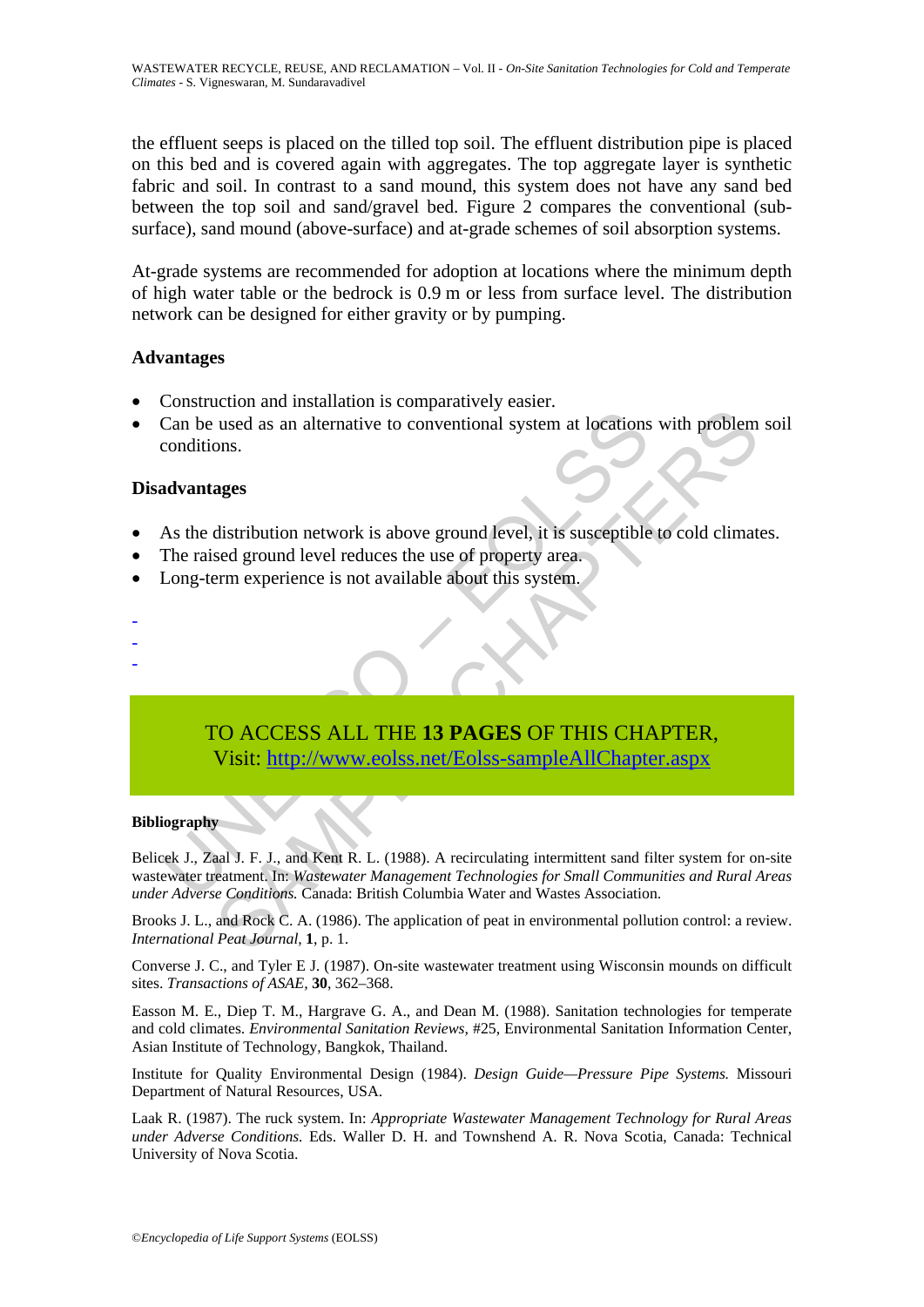the effluent seeps is placed on the tilled top soil. The effluent distribution pipe is placed on this bed and is covered again with aggregates. The top aggregate layer is synthetic fabric and soil. In contrast to a sand mound, this system does not have any sand bed between the top soil and sand/gravel bed. Figure 2 compares the conventional (sub-surface), sand mound (above-surface) and at-grade schemes of soil absorption systems.

At-grade systems are recommended for adoption at locations where the minimum depth of high water table or the bedrock is 0.9 m or less from surface level. The distribution network can be designed for either gravity or by pumping.

### Advantages

- Construction and installation is comparatively easier.
- Can be used as an alternative to conventional system at locations with problem soil conditions.

### Disadvantages

- As the distribution network is above ground level, it is susceptible to cold climates.
- The raised ground level reduces the use of property area.
- Long-term experience is not available about this system.

-
-
-

TO ACCESS ALL THE **13 PAGES** OF THIS CHAPTER,
Visit: http://www.eolss.net/Eolss-sampleAllChapter.aspx

#### Bibliography

Belicek J., Zaal J. F. J., and Kent R. L. (1988). A recirculating intermittent sand filter system for on-site wastewater treatment. In: *Wastewater Management Technologies for Small Communities and Rural Areas under Adverse Conditions.* Canada: British Columbia Water and Wastes Association.

Brooks J. L., and Rock C. A. (1986). The application of peat in environmental pollution control: a review. *International Peat Journal,* **1**, p. 1.

Converse J. C., and Tyler E J. (1987). On-site wastewater treatment using Wisconsin mounds on difficult sites. *Transactions of ASAE,* **30**, 362–368.

Easson M. E., Diep T. M., Hargrave G. A., and Dean M. (1988). Sanitation technologies for temperate and cold climates. *Environmental Sanitation Reviews,* #25, Environmental Sanitation Information Center, Asian Institute of Technology, Bangkok, Thailand.

Institute for Quality Environmental Design (1984). *Design Guide—Pressure Pipe Systems.* Missouri Department of Natural Resources, USA.

Laak R. (1987). The ruck system. In: *Appropriate Wastewater Management Technology for Rural Areas under Adverse Conditions.* Eds. Waller D. H. and Townshend A. R. Nova Scotia, Canada: Technical University of Nova Scotia.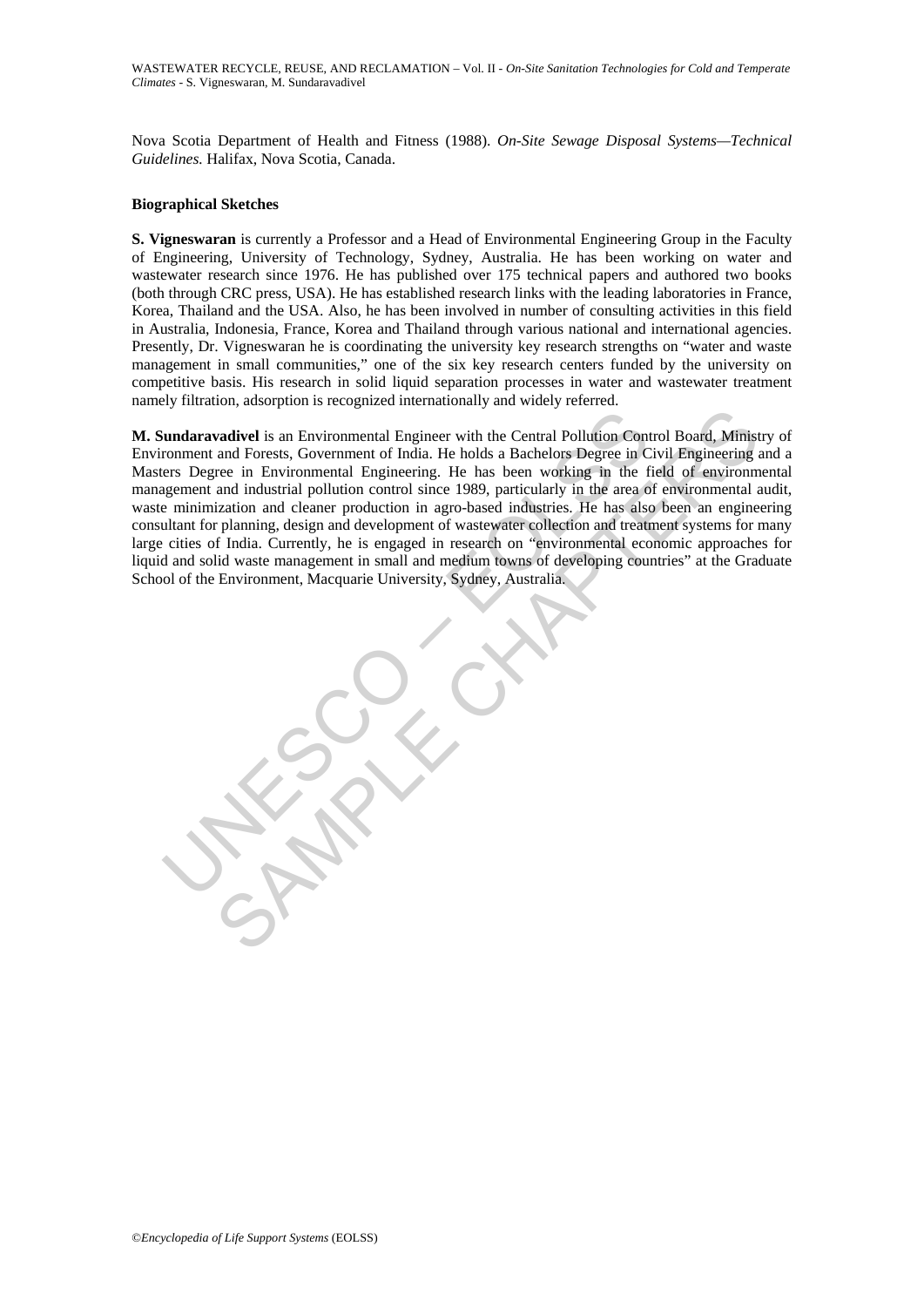Nova Scotia Department of Health and Fitness (1988). *On-Site Sewage Disposal Systems—Technical Guidelines.* Halifax, Nova Scotia, Canada.

#### Biographical Sketches

**S. Vigneswaran** is currently a Professor and a Head of Environmental Engineering Group in the Faculty of Engineering, University of Technology, Sydney, Australia. He has been working on water and wastewater research since 1976. He has published over 175 technical papers and authored two books (both through CRC press, USA). He has established research links with the leading laboratories in France, Korea, Thailand and the USA. Also, he has been involved in number of consulting activities in this field in Australia, Indonesia, France, Korea and Thailand through various national and international agencies. Presently, Dr. Vigneswaran he is coordinating the university key research strengths on "water and waste management in small communities," one of the six key research centers funded by the university on competitive basis. His research in solid liquid separation processes in water and wastewater treatment namely filtration, adsorption is recognized internationally and widely referred.

**M. Sundaravadivel** is an Environmental Engineer with the Central Pollution Control Board, Ministry of Environment and Forests, Government of India. He holds a Bachelors Degree in Civil Engineering and a Masters Degree in Environmental Engineering. He has been working in the field of environmental management and industrial pollution control since 1989, particularly in the area of environmental audit, waste minimization and cleaner production in agro-based industries. He has also been an engineering consultant for planning, design and development of wastewater collection and treatment systems for many large cities of India. Currently, he is engaged in research on "environmental economic approaches for liquid and solid waste management in small and medium towns of developing countries" at the Graduate School of the Environment, Macquarie University, Sydney, Australia.